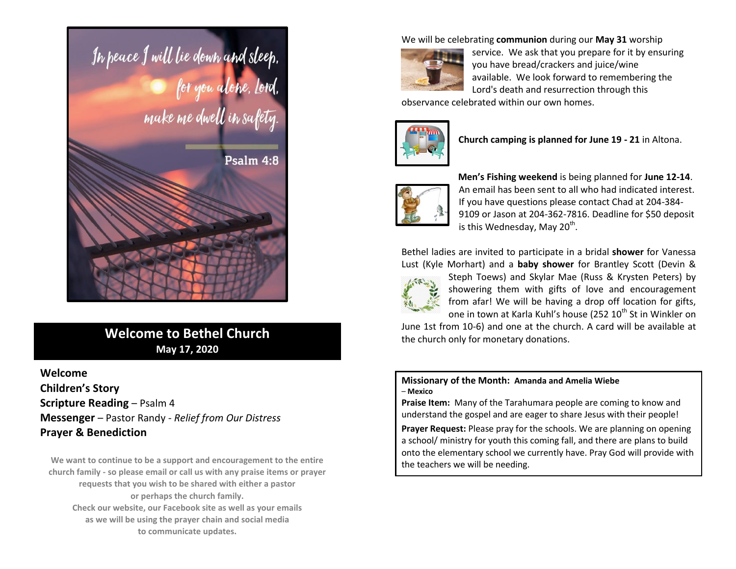In peace I will lie down and sleep, for you alone, Lord, make me dwell in safety.

Psalm 4:8

## Welcome to Bethel Church

**May 17, 2020**

**Welcome**

**Children's Story**

**Scripture Reading** – Psalm 4

**Messenger** – Pastor Randy - *Relief from Our Distress*

**Prayer & Benediction**

**We want to continue to be a support and encouragement to the entire church family - so please email or call us with any praise items or prayer requests that you wish to be shared with either a pastor or perhaps the church family.**

**Check our website, our Facebook site as well as your emails as we will be using the prayer chain and social media to communicate updates.**

We will be celebrating **communion** during our **May 31** worship service. We ask that you prepare for it by ensuring you have bread/crackers and juice/wine available. We look forward to remembering the Lord's death and resurrection through this observance celebrated within our own homes.

**Church camping is planned for June 19 - 21** in Altona.

**Men's Fishing weekend** is being planned for **June 12-14**. An email has been sent to all who had indicated interest. If you have questions please contact Chad at 204-384-9109 or Jason at 204-362-7816. Deadline for $50 deposit is this Wednesday, May 20th.

Bethel ladies are invited to participate in a bridal **shower** for Vanessa Lust (Kyle Morhart) and a **baby shower** for Brantley Scott (Devin & Steph Toews) and Skylar Mae (Russ & Krysten Peters) by showering them with gifts of love and encouragement from afar! We will be having a drop off location for gifts, one in town at Karla Kuhl's house (252 10th St in Winkler on June 1st from 10-6) and one at the church. A card will be available at the church only for monetary donations.

**Missionary of the Month: Amanda and Amelia Wiebe – Mexico**

**Praise Item:** Many of the Tarahumara people are coming to know and understand the gospel and are eager to share Jesus with their people!

**Prayer Request:** Please pray for the schools. We are planning on opening a school/ ministry for youth this coming fall, and there are plans to build onto the elementary school we currently have. Pray God will provide with the teachers we will be needing.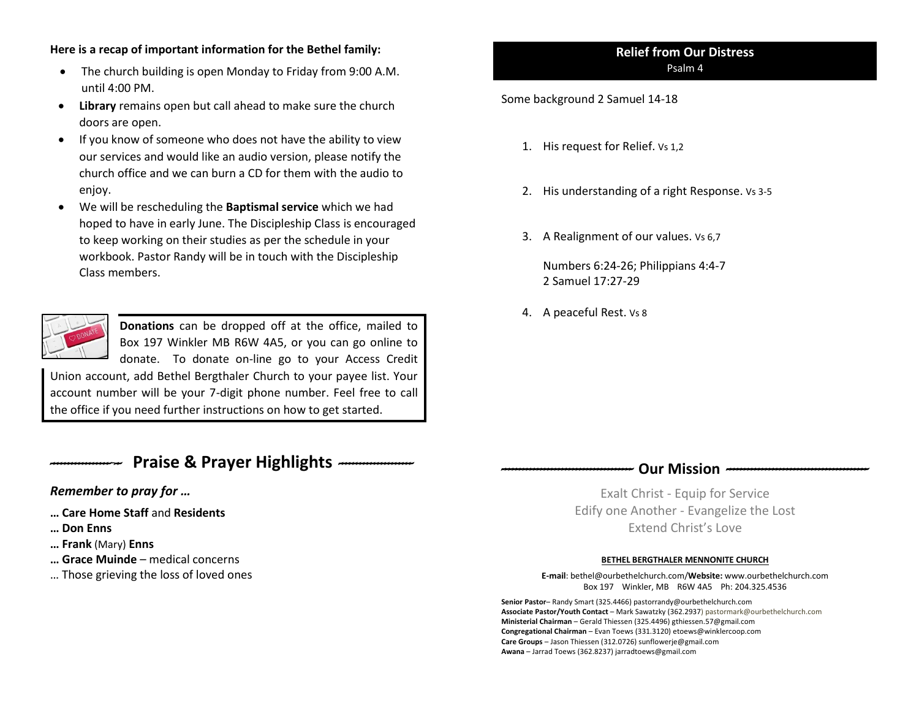**Here is a recap of important information for the Bethel family:**

- The church building is open Monday to Friday from 9:00 A.M. until 4:00 PM.
- **Library** remains open but call ahead to make sure the church doors are open.
- If you know of someone who does not have the ability to view our services and would like an audio version, please notify the church office and we can burn a CD for them with the audio to enjoy.
- We will be rescheduling the **Baptismal service** which we had hoped to have in early June. The Discipleship Class is encouraged to keep working on their studies as per the schedule in your workbook. Pastor Randy will be in touch with the Discipleship Class members.

**Donations** can be dropped off at the office, mailed to Box 197 Winkler MB R6W 4A5, or you can go online to donate. To donate on-line go to your Access Credit Union account, add Bethel Bergthaler Church to your payee list. Your account number will be your 7-digit phone number. Feel free to call the office if you need further instructions on how to get started.

## Praise & Prayer Highlights

***Remember to pray for …***

**… Care Home Staff** and **Residents**
**… Don Enns**
**… Frank** (Mary) **Enns**
**… Grace Muinde** – medical concerns
… Those grieving the loss of loved ones

## Relief from Our Distress

Psalm 4

Some background 2 Samuel 14-18

1. His request for Relief. Vs 1,2
2. His understanding of a right Response. Vs 3-5
3. A Realignment of our values. Vs 6,7

   Numbers 6:24-26; Philippians 4:4-7
   2 Samuel 17:27-29
4. A peaceful Rest. Vs 8

## Our Mission

Exalt Christ - Equip for Service
Edify one Another - Evangelize the Lost
Extend Christ's Love

**BETHEL BERGTHALER MENNONITE CHURCH**

**E-mail**: bethel@ourbethelchurch.com/**Website:** www.ourbethelchurch.com
Box 197 Winkler, MB R6W 4A5 Ph: 204.325.4536

**Senior Pastor**– Randy Smart (325.4466) pastorrandy@ourbethelchurch.com
**Associate Pastor/Youth Contact** – Mark Sawatzky (362.2937) pastormark@ourbethelchurch.com
**Ministerial Chairman** – Gerald Thiessen (325.4496) gthiessen.57@gmail.com
**Congregational Chairman** – Evan Toews (331.3120) etoews@winklercoop.com
**Care Groups** – Jason Thiessen (312.0726) sunflowerje@gmail.com
**Awana** – Jarrad Toews (362.8237) jarradtoews@gmail.com